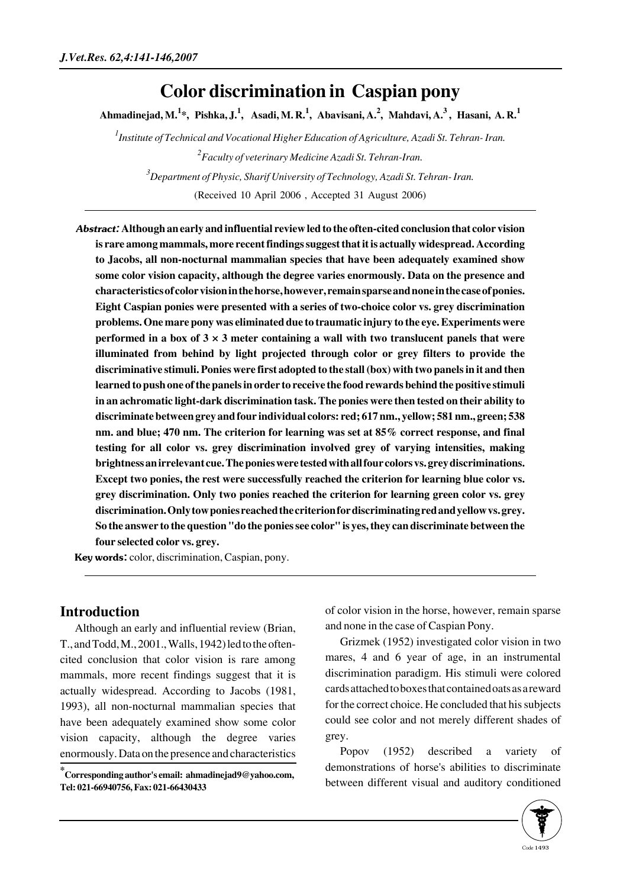# Color discrimination in Caspian pony

**Ahmadinejad, M.[1]*, Pishka, J.[1], Asadi, M. R.[1], Abavisani, A.[2], Mahdavi, A.[3], Hasani, A. R.[1]**

[1]*Institute of Technical and Vocational Higher Education of Agriculture, Azadi St. Tehran- Iran.*

[2]*Faculty of veterinary Medicine Azadi St. Tehran-Iran.*

[3]*Department of Physic, Sharif University of Technology, Azadi St. Tehran- Iran.*

(Received 10 April 2006 , Accepted 31 August 2006)

***Abstract:*** **Although an early and influential review led to the often-cited conclusion that color vision is rare among mammals, more recent findings suggest that it is actually widespread. According to Jacobs, all non-nocturnal mammalian species that have been adequately examined show some color vision capacity, although the degree varies enormously. Data on the presence and characteristics of color vision in the horse, however, remain sparse and none in the case of ponies. Eight Caspian ponies were presented with a series of two-choice color vs. grey discrimination problems. One mare pony was eliminated due to traumatic injury to the eye. Experiments were performed in a box of 3 × 3 meter containing a wall with two translucent panels that were illuminated from behind by light projected through color or grey filters to provide the discriminative stimuli. Ponies were first adopted to the stall (box) with two panels in it and then learned to push one of the panels in order to receive the food rewards behind the positive stimuli in an achromatic light-dark discrimination task. The ponies were then tested on their ability to discriminate between grey and four individual colors: red; 617 nm., yellow; 581 nm., green; 538 nm. and blue; 470 nm. The criterion for learning was set at 85% correct response, and final testing for all color vs. grey discrimination involved grey of varying intensities, making brightness an irrelevant cue. The ponies were tested with all four colors vs. grey discriminations. Except two ponies, the rest were successfully reached the criterion for learning blue color vs. grey discrimination. Only two ponies reached the criterion for learning green color vs. grey discrimination. Only tow ponies reached the criterion for discriminating red and yellow vs. grey. So the answer to the question "do the ponies see color" is yes, they can discriminate between the four selected color vs. grey.**

**Key words:** color, discrimination, Caspian, pony.

## Introduction

Although an early and influential review (Brian, T., and Todd, M., 2001., Walls, 1942) led to the often-cited conclusion that color vision is rare among mammals, more recent findings suggest that it is actually widespread. According to Jacobs (1981, 1993), all non-nocturnal mammalian species that have been adequately examined show some color vision capacity, although the degree varies enormously. Data on the presence and characteristics of color vision in the horse, however, remain sparse and none in the case of Caspian Pony.

Grizmek (1952) investigated color vision in two mares, 4 and 6 year of age, in an instrumental discrimination paradigm. His stimuli were colored cards attached to boxes that contained oats as a reward for the correct choice. He concluded that his subjects could see color and not merely different shades of grey.

Popov (1952) described a variety of demonstrations of horse's abilities to discriminate between different visual and auditory conditioned

*Corresponding author's email: ahmadinejad9@yahoo.com, Tel: 021-66940756, Fax: 021-66430433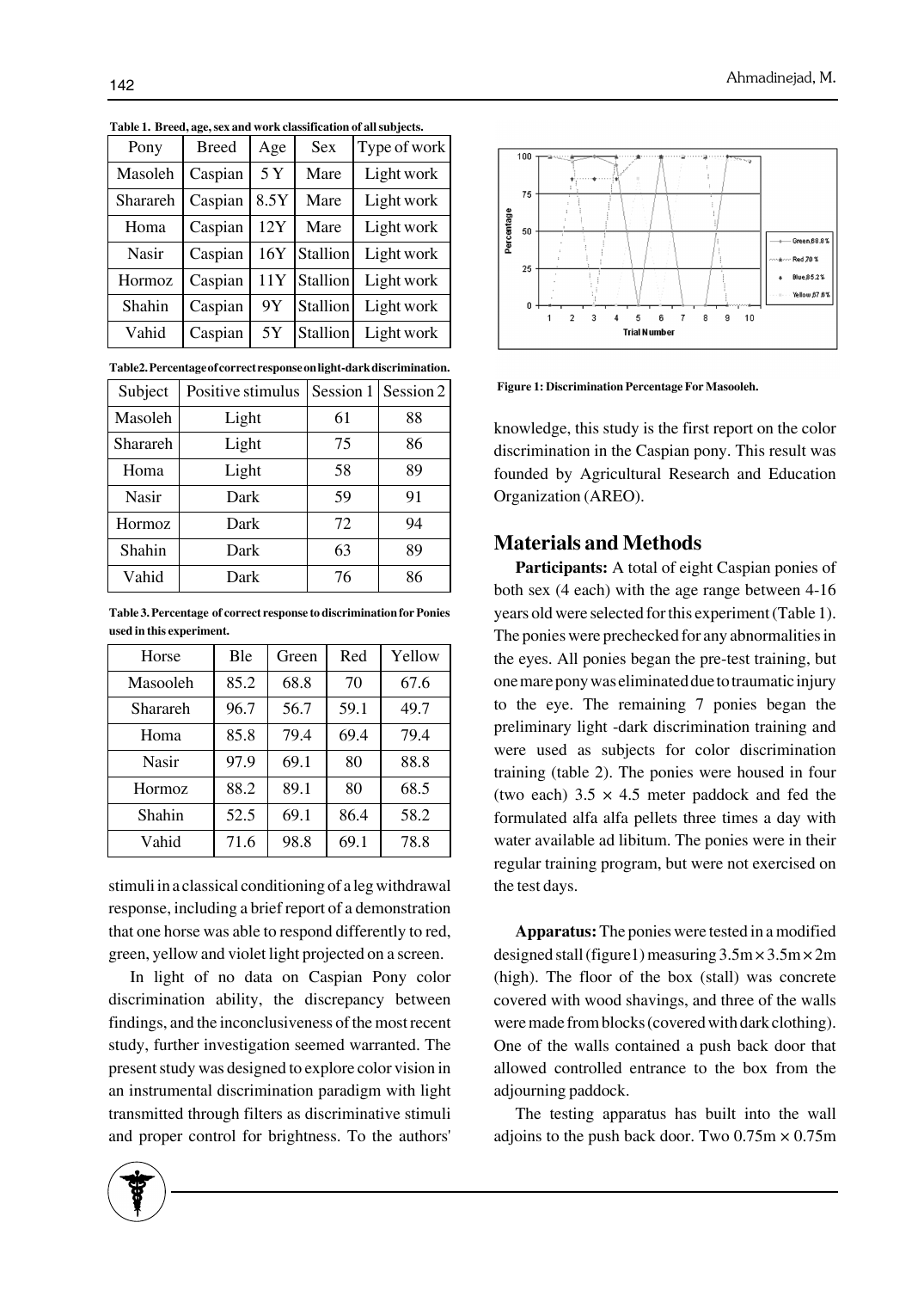**Table 1. Breed, age, sex and work classification of all subjects.**

| Pony | Breed | Age | Sex | Type of work |
|---|---|---|---|---|
| Masoleh | Caspian | 5 Y | Mare | Light work |
| Sharareh | Caspian | 8.5Y | Mare | Light work |
| Homa | Caspian | 12Y | Mare | Light work |
| Nasir | Caspian | 16Y | Stallion | Light work |
| Hormoz | Caspian | 11Y | Stallion | Light work |
| Shahin | Caspian | 9Y | Stallion | Light work |
| Vahid | Caspian | 5Y | Stallion | Light work |

**Table2. Percentage of correct response on light-dark discrimination.**

| Subject | Positive stimulus | Session 1 | Session 2 |
|---|---|---|---|
| Masoleh | Light | 61 | 88 |
| Sharareh | Light | 75 | 86 |
| Homa | Light | 58 | 89 |
| Nasir | Dark | 59 | 91 |
| Hormoz | Dark | 72 | 94 |
| Shahin | Dark | 63 | 89 |
| Vahid | Dark | 76 | 86 |

**Table 3. Percentage of correct response to discrimination for Ponies used in this experiment.**

| Horse | Ble | Green | Red | Yellow |
|---|---|---|---|---|
| Masooleh | 85.2 | 68.8 | 70 | 67.6 |
| Sharareh | 96.7 | 56.7 | 59.1 | 49.7 |
| Homa | 85.8 | 79.4 | 69.4 | 79.4 |
| Nasir | 97.9 | 69.1 | 80 | 88.8 |
| Hormoz | 88.2 | 89.1 | 80 | 68.5 |
| Shahin | 52.5 | 69.1 | 86.4 | 58.2 |
| Vahid | 71.6 | 98.8 | 69.1 | 78.8 |

stimuli in a classical conditioning of a leg withdrawal response, including a brief report of a demonstration that one horse was able to respond differently to red, green, yellow and violet light projected on a screen.

In light of no data on Caspian Pony color discrimination ability, the discrepancy between findings, and the inconclusiveness of the most recent study, further investigation seemed warranted. The present study was designed to explore color vision in an instrumental discrimination paradigm with light transmitted through filters as discriminative stimuli and proper control for brightness. To the authors' knowledge, this study is the first report on the color discrimination in the Caspian pony. This result was founded by Agricultural Research and Education Organization (AREO).

**Figure 1: Discrimination Percentage For Masooleh.**

## Materials and Methods

**Participants:** A total of eight Caspian ponies of both sex (4 each) with the age range between 4-16 years old were selected for this experiment (Table 1). The ponies were prechecked for any abnormalities in the eyes. All ponies began the pre-test training, but one mare pony was eliminated due to traumatic injury to the eye. The remaining 7 ponies began the preliminary light -dark discrimination training and were used as subjects for color discrimination training (table 2). The ponies were housed in four (two each) $3.5 \times 4.5$ meter paddock and fed the formulated alfa alfa pellets three times a day with water available ad libitum. The ponies were in their regular training program, but were not exercised on the test days.

**Apparatus:** The ponies were tested in a modified designed stall (figure1) measuring $3.5\text{m} \times 3.5\text{m} \times 2\text{m}$ (high). The floor of the box (stall) was concrete covered with wood shavings, and three of the walls were made from blocks (covered with dark clothing). One of the walls contained a push back door that allowed controlled entrance to the box from the adjourning paddock.

The testing apparatus has built into the wall adjoins to the push back door. Two $0.75\text{m} \times 0.75\text{m}$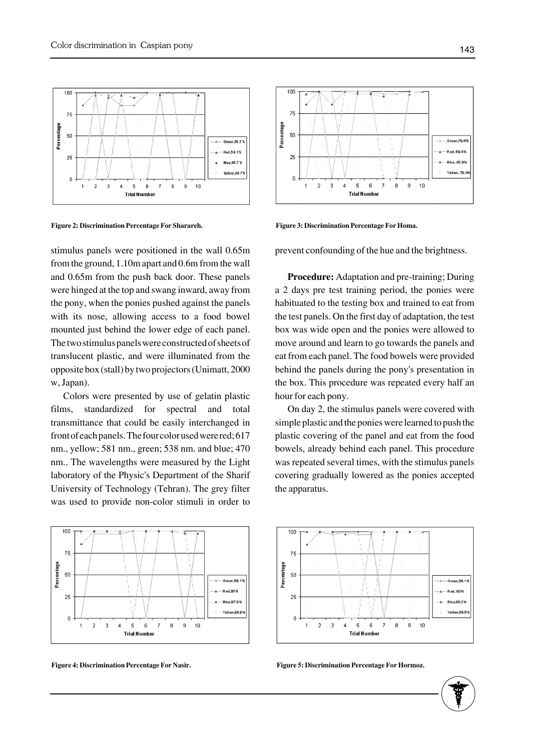Figure 2: Discrimination Percentage For Sharareh.

Figure 3: Discrimination Percentage For Homa.

stimulus panels were positioned in the wall 0.65m from the ground, 1.10m apart and 0.6m from the wall and 0.65m from the push back door. These panels were hinged at the top and swang inward, away from the pony, when the ponies pushed against the panels with its nose, allowing access to a food bowel mounted just behind the lower edge of each panel. The two stimulus panels were constructed of sheets of translucent plastic, and were illuminated from the opposite box (stall) by two projectors (Unimatt, 2000 w, Japan).

Colors were presented by use of gelatin plastic films, standardized for spectral and total transmittance that could be easily interchanged in front of each panels. The four color used were red; 617 nm., yellow; 581 nm., green; 538 nm. and blue; 470 nm.. The wavelengths were measured by the Light laboratory of the Physic's Department of the Sharif University of Technology (Tehran). The grey filter was used to provide non-color stimuli in order to prevent confounding of the hue and the brightness.

**Procedure:** Adaptation and pre-training; During a 2 days pre test training period, the ponies were habituated to the testing box and trained to eat from the test panels. On the first day of adaptation, the test box was wide open and the ponies were allowed to move around and learn to go towards the panels and eat from each panel. The food bowels were provided behind the panels during the pony's presentation in the box. This procedure was repeated every half an hour for each pony.

On day 2, the stimulus panels were covered with simple plastic and the ponies were learned to push the plastic covering of the panel and eat from the food bowels, already behind each panel. This procedure was repeated several times, with the stimulus panels covering gradually lowered as the ponies accepted the apparatus.

Figure 4: Discrimination Percentage For Nasir.

Figure 5: Discrimination Percentage For Hormoz.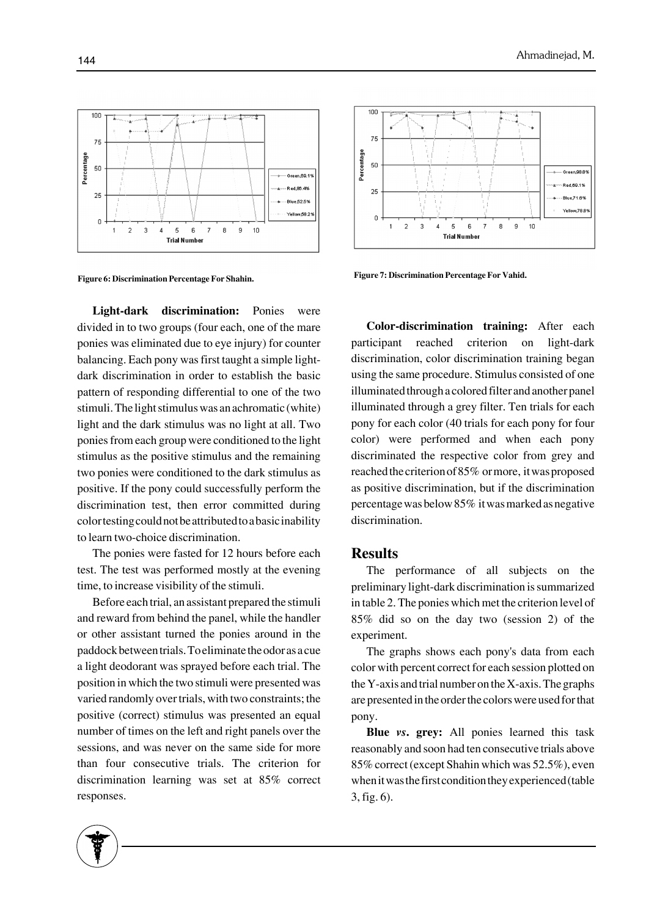Figure 6: Discrimination Percentage For Shahin.

Figure 7: Discrimination Percentage For Vahid.

**Light-dark discrimination:** Ponies were divided in to two groups (four each, one of the mare ponies was eliminated due to eye injury) for counter balancing. Each pony was first taught a simple light-dark discrimination in order to establish the basic pattern of responding differential to one of the two stimuli. The light stimulus was an achromatic (white) light and the dark stimulus was no light at all. Two ponies from each group were conditioned to the light stimulus as the positive stimulus and the remaining two ponies were conditioned to the dark stimulus as positive. If the pony could successfully perform the discrimination test, then error committed during color testing could not be attributed to a basic inability to learn two-choice discrimination.

The ponies were fasted for 12 hours before each test. The test was performed mostly at the evening time, to increase visibility of the stimuli.

Before each trial, an assistant prepared the stimuli and reward from behind the panel, while the handler or other assistant turned the ponies around in the paddock between trials. To eliminate the odor as a cue a light deodorant was sprayed before each trial. The position in which the two stimuli were presented was varied randomly over trials, with two constraints; the positive (correct) stimulus was presented an equal number of times on the left and right panels over the sessions, and was never on the same side for more than four consecutive trials. The criterion for discrimination learning was set at 85% correct responses.

**Color-discrimination training:** After each participant reached criterion on light-dark discrimination, color discrimination training began using the same procedure. Stimulus consisted of one illuminated through a colored filter and another panel illuminated through a grey filter. Ten trials for each pony for each color (40 trials for each pony for four color) were performed and when each pony discriminated the respective color from grey and reached the criterion of 85% or more, it was proposed as positive discrimination, but if the discrimination percentage was below 85% it was marked as negative discrimination.

## Results

The performance of all subjects on the preliminary light-dark discrimination is summarized in table 2. The ponies which met the criterion level of 85% did so on the day two (session 2) of the experiment.

The graphs shows each pony's data from each color with percent correct for each session plotted on the Y-axis and trial number on the X-axis. The graphs are presented in the order the colors were used for that pony.

**Blue *vs*. grey:** All ponies learned this task reasonably and soon had ten consecutive trials above 85% correct (except Shahin which was 52.5%), even when it was the first condition they experienced (table 3, fig. 6).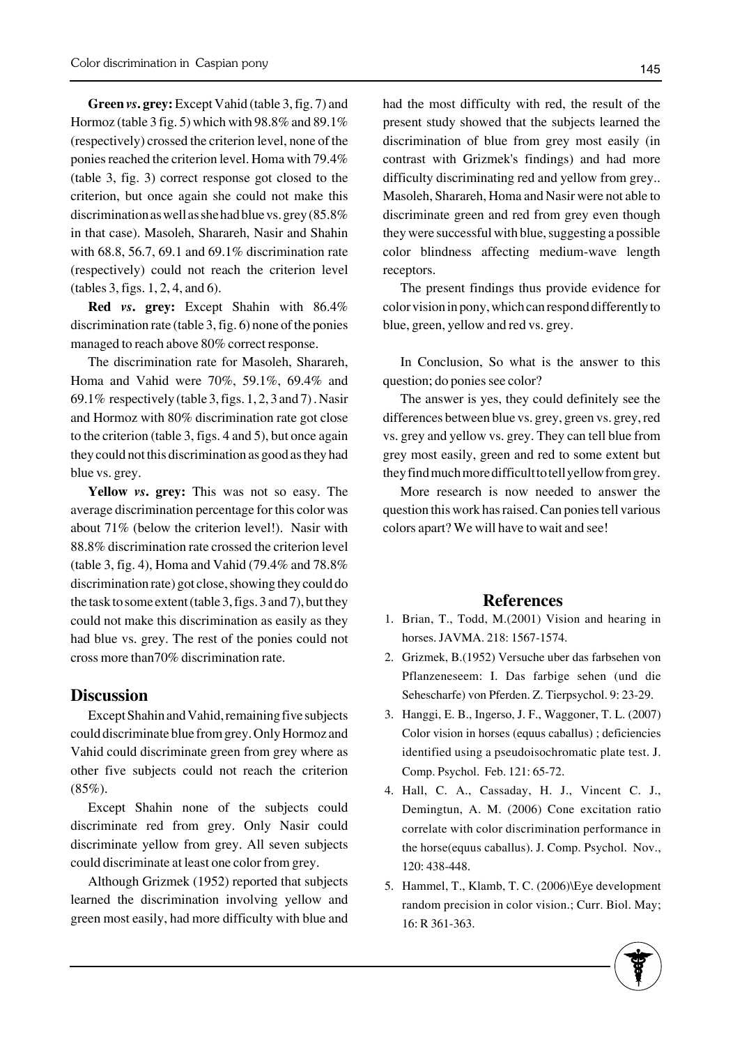**Green *vs*. grey:** Except Vahid (table 3, fig. 7) and Hormoz (table 3 fig. 5) which with 98.8% and 89.1% (respectively) crossed the criterion level, none of the ponies reached the criterion level. Homa with 79.4% (table 3, fig. 3) correct response got closed to the criterion, but once again she could not make this discrimination as well as she had blue vs. grey (85.8% in that case). Masoleh, Sharareh, Nasir and Shahin with 68.8, 56.7, 69.1 and 69.1% discrimination rate (respectively) could not reach the criterion level (tables 3, figs. 1, 2, 4, and 6).

**Red *vs*. grey:** Except Shahin with 86.4% discrimination rate (table 3, fig. 6) none of the ponies managed to reach above 80% correct response.

The discrimination rate for Masoleh, Sharareh, Homa and Vahid were 70%, 59.1%, 69.4% and 69.1% respectively (table 3, figs. 1, 2, 3 and 7) . Nasir and Hormoz with 80% discrimination rate got close to the criterion (table 3, figs. 4 and 5), but once again they could not this discrimination as good as they had blue vs. grey.

**Yellow *vs*. grey:** This was not so easy. The average discrimination percentage for this color was about 71% (below the criterion level!). Nasir with 88.8% discrimination rate crossed the criterion level (table 3, fig. 4), Homa and Vahid (79.4% and 78.8% discrimination rate) got close, showing they could do the task to some extent (table 3, figs. 3 and 7), but they could not make this discrimination as easily as they had blue vs. grey. The rest of the ponies could not cross more than70% discrimination rate.

## Discussion

Except Shahin and Vahid, remaining five subjects could discriminate blue from grey. Only Hormoz and Vahid could discriminate green from grey where as other five subjects could not reach the criterion (85%).

Except Shahin none of the subjects could discriminate red from grey. Only Nasir could discriminate yellow from grey. All seven subjects could discriminate at least one color from grey.

Although Grizmek (1952) reported that subjects learned the discrimination involving yellow and green most easily, had more difficulty with blue and had the most difficulty with red, the result of the present study showed that the subjects learned the discrimination of blue from grey most easily (in contrast with Grizmek's findings) and had more difficulty discriminating red and yellow from grey.. Masoleh, Sharareh, Homa and Nasir were not able to discriminate green and red from grey even though they were successful with blue, suggesting a possible color blindness affecting medium-wave length receptors.

The present findings thus provide evidence for color vision in pony, which can respond differently to blue, green, yellow and red vs. grey.

In Conclusion, So what is the answer to this question; do ponies see color?

The answer is yes, they could definitely see the differences between blue vs. grey, green vs. grey, red vs. grey and yellow vs. grey. They can tell blue from grey most easily, green and red to some extent but they find much more difficult to tell yellow from grey.

More research is now needed to answer the question this work has raised. Can ponies tell various colors apart? We will have to wait and see!

## References

1. Brian, T., Todd, M.(2001) Vision and hearing in horses. JAVMA. 218: 1567-1574.
2. Grizmek, B.(1952) Versuche uber das farbsehen von Pflanzeneseem: I. Das farbige sehen (und die Sehescharfe) von Pferden. Z. Tierpsychol. 9: 23-29.
3. Hanggi, E. B., Ingerso, J. F., Waggoner, T. L. (2007) Color vision in horses (equus caballus) ; deficiencies identified using a pseudoisochromatic plate test. J. Comp. Psychol. Feb. 121: 65-72.
4. Hall, C. A., Cassaday, H. J., Vincent C. J., Demingtun, A. M. (2006) Cone excitation ratio correlate with color discrimination performance in the horse(equus caballus). J. Comp. Psychol. Nov., 120: 438-448.
5. Hammel, T., Klamb, T. C. (2006)\Eye development random precision in color vision.; Curr. Biol. May; 16: R 361-363.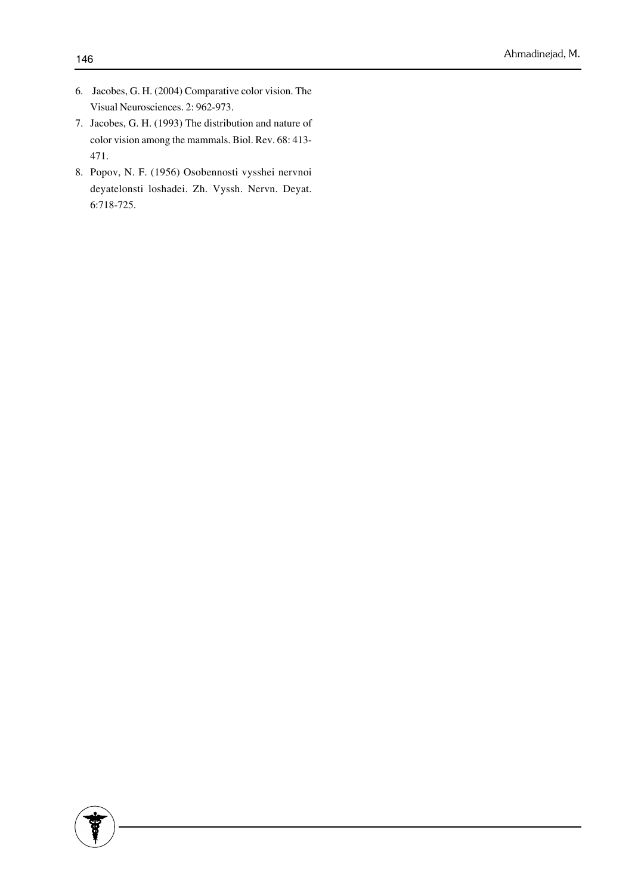6. Jacobes, G. H. (2004) Comparative color vision. The Visual Neurosciences. 2: 962-973.
7. Jacobes, G. H. (1993) The distribution and nature of color vision among the mammals. Biol. Rev. 68: 413-471.
8. Popov, N. F. (1956) Osobennosti vysshei nervnoi deyatelonsti loshadei. Zh. Vyssh. Nervn. Deyat. 6:718-725.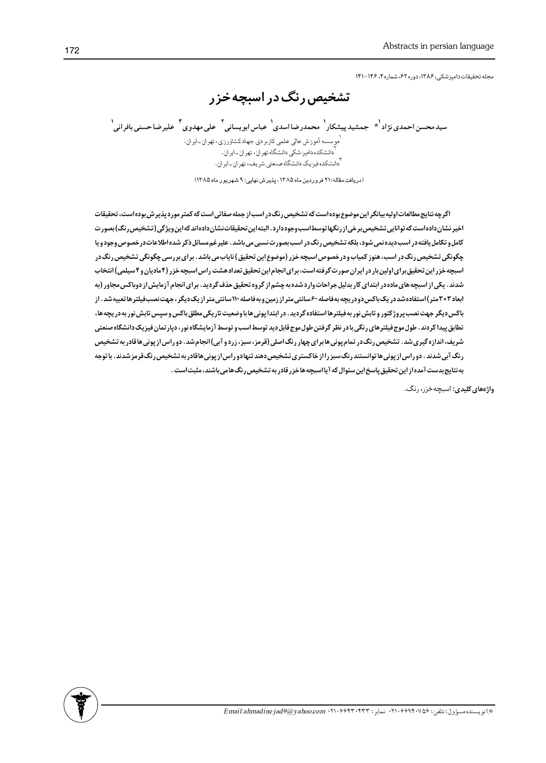مجله تحقیقات دامپزشکی، ۱۳۸۶، دوره ۶۲، شماره ۴، ۱۴۶-۱۴۱

# تشخیص رنگ در اسبچه خزر

سید محسن احمدی نژاد[۱]* جمشید پیشکار[۱] محمدرضا اسدی[۱] عباس ابویسانی[۲] علی مهدوی[۳] علیرضا حسنی بافرانی[۱]

[۱] موسسه آموزش عالی علمی کاربردی جهاد کشاورزی، تهران-ایران.

[۲] دانشکده دامپزشکی دانشگاه تهران، تهران-ایران.

[۳] دانشکده فیزیک دانشگاه صنعتی شریف، تهران-ایران.

(دریافت مقاله: ۲۱ فروردین ماه ۱۳۸۵، پذیرش نهایی: ۹ شهریور ماه ۱۳۸۵)

اگرچه نتایج مطالعات اولیه بیانگر این موضوع بوده است که تشخیص رنگ در اسب از جمله صفاتی است که کمتر مورد پذیرش بوده است، تحقیقات اخیر نشان داده است که توانایی تشخیص برخی از رنگها توسط اسب وجود دارد. البته این تحقیقات نشان داده اند که این ویژگی (تشخیص رنگ) بصورت کامل و تکامل یافته در اسب دیده نمی شود، بلکه تشخیص رنگ در اسب بصورت نسبی می باشد. علیرغم مسائل ذکر شده اطلاعات در خصوص وجود و یا چگونگی تشخیص رنگ در اسب، هنوز کمیاب و در خصوص اسبچه خزر (موضوع این تحقیق) نایاب می باشد. برای بررسی چگونگی تشخیص رنگ در اسبچه خزر این تحقیق برای اولین بار در ایران صورت گرفته است، برای انجام این تحقیق تعداد هشت راس اسبچه خزر (۴ مادیان و ۴ سیلمی) انتخاب شدند. یکی از اسبچه های ماده در ابتدای کار بدلیل جراحات وارد شده به چشم از گروه تحقیق حذف گردید. برای انجام آزمایش از دو باکس مجاور (به ابعاد ۳×۳ متر) استفاده شد در یک باکس دو دریچه به فاصله ۶۰ سانتی متر از زمین و به فاصله ۱۱۰ سانتی متر از یکدیگر، جهت نصب فیلترها تعبیه شد. از باکس دیگر جهت نصب پروژکتور و تابش نور به فیلترها استفاده گردید. در ابتدا پونی ها با وضعیت تاریکی مطلق باکس و سپس تابش نور به دریچه ها، تطابق پیدا کردند. طول موج فیلترهای رنگی با در نظر گرفتن طول موج قابل دید توسط اسب و توسط آزمایشگاه نور، دپارتمان فیزیک دانشگاه صنعتی شریف، اندازه گیری شد. تشخیص رنگ در تمام پونی ها برای چهار رنگ اصلی (قرمز، سبز، زرد و آبی) انجام شد. دو راس از پونی ها قادر به تشخیص رنگ آبی شدند. دو راس از پونی ها توانستند رنگ سبز را از خاکستری تشخیص دهند تنها دو راس از پونی ها قادر به تشخیص رنگ قرمز شدند. با توجه به نتایج بدست آمده از این تحقیق پاسخ این سئوال که آیا اسبچه ها خزر قادر به تشخیص رنگ ها می باشند، مثبت است.

**واژه‌های کلیدی:** اسبچه خزر، رنگ.

*) نویسنده مسؤول: تلفن: ۶۶۹۴۰۷۵۶-۰۲۱ نمابر: ۶۶۹۴۳۰۴۳۳-۰۲۱ Email:ahmadinejad9@yahoo.com